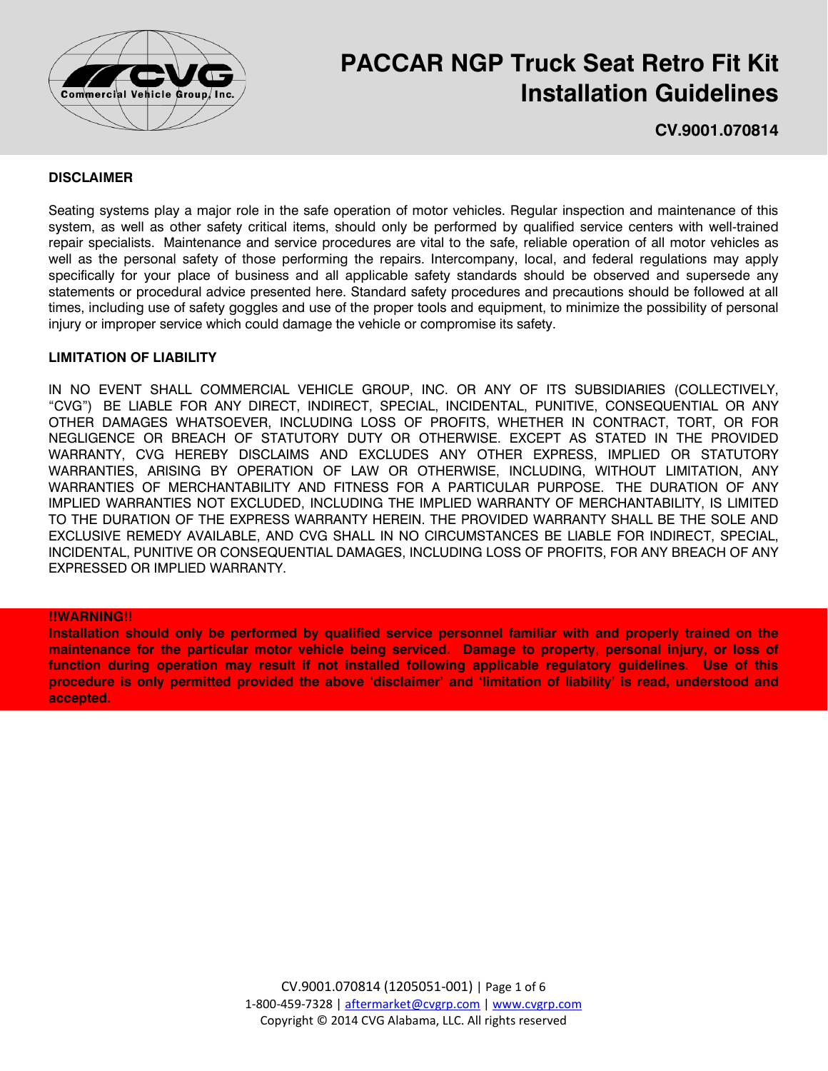# PACCAR NGP Truck Seat Retro Fit Kit Installation Guidelines

**CV.9001.070814**

## DISCLAIMER

Seating systems play a major role in the safe operation of motor vehicles. Regular inspection and maintenance of this system, as well as other safety critical items, should only be performed by qualified service centers with well-trained repair specialists. Maintenance and service procedures are vital to the safe, reliable operation of all motor vehicles as well as the personal safety of those performing the repairs. Intercompany, local, and federal regulations may apply specifically for your place of business and all applicable safety standards should be observed and supersede any statements or procedural advice presented here. Standard safety procedures and precautions should be followed at all times, including use of safety goggles and use of the proper tools and equipment, to minimize the possibility of personal injury or improper service which could damage the vehicle or compromise its safety.

## LIMITATION OF LIABILITY

IN NO EVENT SHALL COMMERCIAL VEHICLE GROUP, INC. OR ANY OF ITS SUBSIDIARIES (COLLECTIVELY, "CVG") BE LIABLE FOR ANY DIRECT, INDIRECT, SPECIAL, INCIDENTAL, PUNITIVE, CONSEQUENTIAL OR ANY OTHER DAMAGES WHATSOEVER, INCLUDING LOSS OF PROFITS, WHETHER IN CONTRACT, TORT, OR FOR NEGLIGENCE OR BREACH OF STATUTORY DUTY OR OTHERWISE. EXCEPT AS STATED IN THE PROVIDED WARRANTY, CVG HEREBY DISCLAIMS AND EXCLUDES ANY OTHER EXPRESS, IMPLIED OR STATUTORY WARRANTIES, ARISING BY OPERATION OF LAW OR OTHERWISE, INCLUDING, WITHOUT LIMITATION, ANY WARRANTIES OF MERCHANTABILITY AND FITNESS FOR A PARTICULAR PURPOSE. THE DURATION OF ANY IMPLIED WARRANTIES NOT EXCLUDED, INCLUDING THE IMPLIED WARRANTY OF MERCHANTABILITY, IS LIMITED TO THE DURATION OF THE EXPRESS WARRANTY HEREIN. THE PROVIDED WARRANTY SHALL BE THE SOLE AND EXCLUSIVE REMEDY AVAILABLE, AND CVG SHALL IN NO CIRCUMSTANCES BE LIABLE FOR INDIRECT, SPECIAL, INCIDENTAL, PUNITIVE OR CONSEQUENTIAL DAMAGES, INCLUDING LOSS OF PROFITS, FOR ANY BREACH OF ANY EXPRESSED OR IMPLIED WARRANTY.

**!!WARNING!!**
**Installation should only be performed by qualified service personnel familiar with and properly trained on the maintenance for the particular motor vehicle being serviced. Damage to property, personal injury, or loss of function during operation may result if not installed following applicable regulatory guidelines. Use of this procedure is only permitted provided the above 'disclaimer' and 'limitation of liability' is read, understood and accepted.**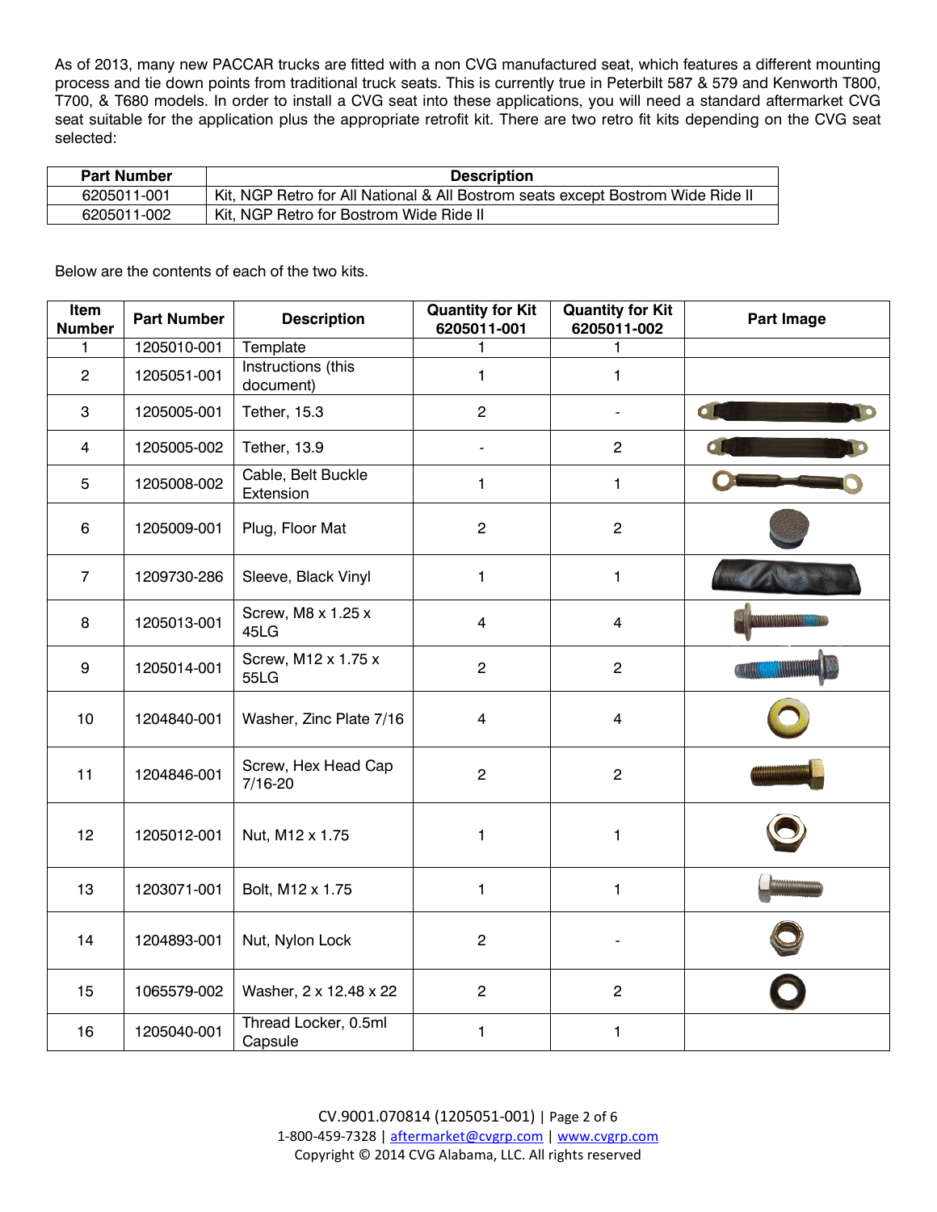As of 2013, many new PACCAR trucks are fitted with a non CVG manufactured seat, which features a different mounting process and tie down points from traditional truck seats. This is currently true in Peterbilt 587 & 579 and Kenworth T800, T700, & T680 models. In order to install a CVG seat into these applications, you will need a standard aftermarket CVG seat suitable for the application plus the appropriate retrofit kit. There are two retro fit kits depending on the CVG seat selected:

| Part Number | Description |
|---|---|
| 6205011-001 | Kit, NGP Retro for All National & All Bostrom seats except Bostrom Wide Ride II |
| 6205011-002 | Kit, NGP Retro for Bostrom Wide Ride II |

Below are the contents of each of the two kits.

| Item Number | Part Number | Description | Quantity for Kit 6205011-001 | Quantity for Kit 6205011-002 | Part Image |
|---|---|---|---|---|---|
| 1 | 1205010-001 | Template | 1 | 1 | |
| 2 | 1205051-001 | Instructions (this document) | 1 | 1 | |
| 3 | 1205005-001 | Tether, 15.3 | 2 | - | |
| 4 | 1205005-002 | Tether, 13.9 | - | 2 | |
| 5 | 1205008-002 | Cable, Belt Buckle Extension | 1 | 1 | |
| 6 | 1205009-001 | Plug, Floor Mat | 2 | 2 | |
| 7 | 1209730-286 | Sleeve, Black Vinyl | 1 | 1 | |
| 8 | 1205013-001 | Screw, M8 x 1.25 x 45LG | 4 | 4 | |
| 9 | 1205014-001 | Screw, M12 x 1.75 x 55LG | 2 | 2 | |
| 10 | 1204840-001 | Washer, Zinc Plate 7/16 | 4 | 4 | |
| 11 | 1204846-001 | Screw, Hex Head Cap 7/16-20 | 2 | 2 | |
| 12 | 1205012-001 | Nut, M12 x 1.75 | 1 | 1 | |
| 13 | 1203071-001 | Bolt, M12 x 1.75 | 1 | 1 | |
| 14 | 1204893-001 | Nut, Nylon Lock | 2 | - | |
| 15 | 1065579-002 | Washer, 2 x 12.48 x 22 | 2 | 2 | |
| 16 | 1205040-001 | Thread Locker, 0.5ml Capsule | 1 | 1 | |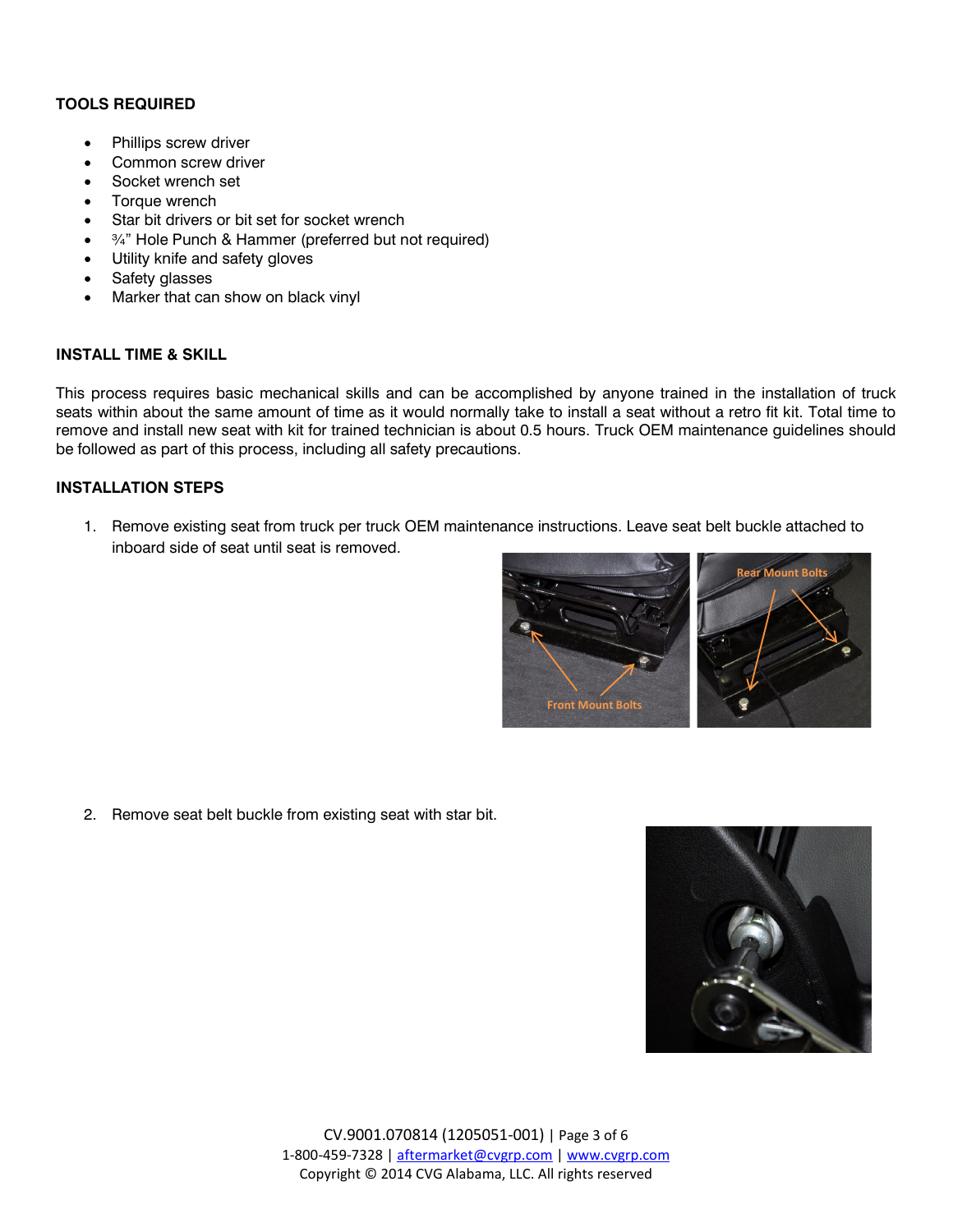**TOOLS REQUIRED**

- Phillips screw driver
- Common screw driver
- Socket wrench set
- Torque wrench
- Star bit drivers or bit set for socket wrench
- ¾" Hole Punch & Hammer (preferred but not required)
- Utility knife and safety gloves
- Safety glasses
- Marker that can show on black vinyl

**INSTALL TIME & SKILL**

This process requires basic mechanical skills and can be accomplished by anyone trained in the installation of truck seats within about the same amount of time as it would normally take to install a seat without a retro fit kit. Total time to remove and install new seat with kit for trained technician is about 0.5 hours. Truck OEM maintenance guidelines should be followed as part of this process, including all safety precautions.

**INSTALLATION STEPS**

1. Remove existing seat from truck per truck OEM maintenance instructions. Leave seat belt buckle attached to inboard side of seat until seat is removed.

2. Remove seat belt buckle from existing seat with star bit.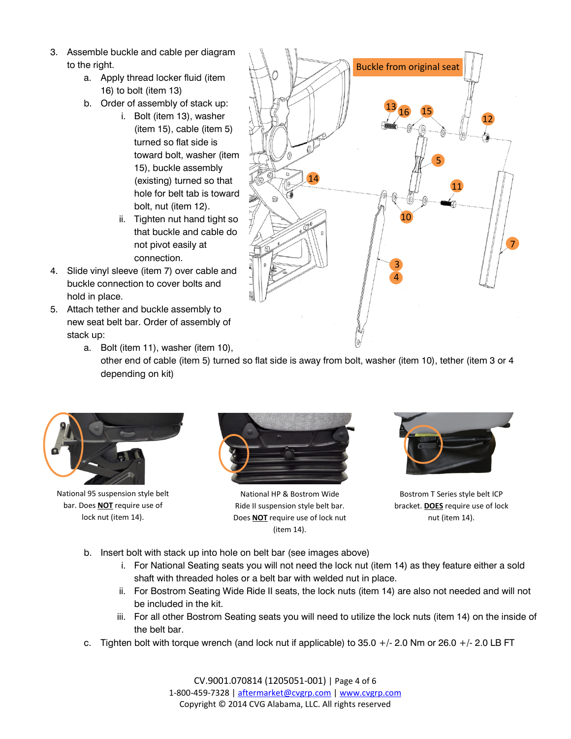3. Assemble buckle and cable per diagram to the right.
    a. Apply thread locker fluid (item 16) to bolt (item 13)
    b. Order of assembly of stack up:
        i. Bolt (item 13), washer (item 15), cable (item 5) turned so flat side is toward bolt, washer (item 15), buckle assembly (existing) turned so that hole for belt tab is toward bolt, nut (item 12).
        ii. Tighten nut hand tight so that buckle and cable do not pivot easily at connection.
4. Slide vinyl sleeve (item 7) over cable and buckle connection to cover bolts and hold in place.
5. Attach tether and buckle assembly to new seat belt bar. Order of assembly of stack up:
    a. Bolt (item 11), washer (item 10), other end of cable (item 5) turned so flat side is away from bolt, washer (item 10), tether (item 3 or 4 depending on kit)

Buckle from original seat

National 95 suspension style belt bar. Does **NOT** require use of lock nut (item 14).

National HP & Bostrom Wide Ride II suspension style belt bar. Does **NOT** require use of lock nut (item 14).

Bostrom T Series style belt ICP bracket. **DOES** require use of lock nut (item 14).

    b. Insert bolt with stack up into hole on belt bar (see images above)
        i. For National Seating seats you will not need the lock nut (item 14) as they feature either a sold shaft with threaded holes or a belt bar with welded nut in place.
        ii. For Bostrom Seating Wide Ride II seats, the lock nuts (item 14) are also not needed and will not be included in the kit.
        iii. For all other Bostrom Seating seats you will need to utilize the lock nuts (item 14) on the inside of the belt bar.
    c. Tighten bolt with torque wrench (and lock nut if applicable) to 35.0 +/- 2.0 Nm or 26.0 +/- 2.0 LB FT

CV.9001.070814 (1205051-001)

1-800-459-7328 | aftermarket@cvgrp.com | www.cvgrp.com

Copyright © 2014 CVG Alabama, LLC. All rights reserved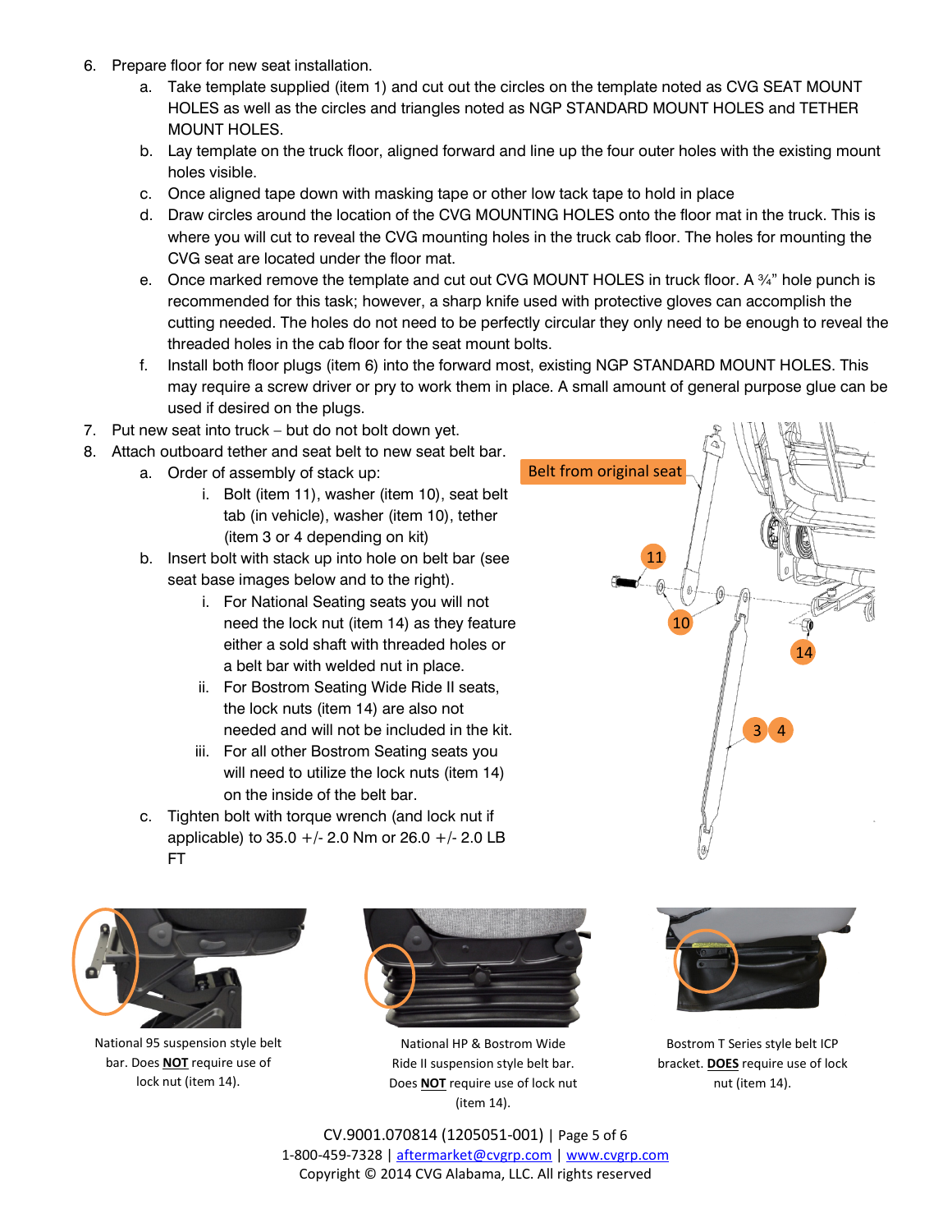6. Prepare floor for new seat installation.
    a. Take template supplied (item 1) and cut out the circles on the template noted as CVG SEAT MOUNT HOLES as well as the circles and triangles noted as NGP STANDARD MOUNT HOLES and TETHER MOUNT HOLES.
    b. Lay template on the truck floor, aligned forward and line up the four outer holes with the existing mount holes visible.
    c. Once aligned tape down with masking tape or other low tack tape to hold in place
    d. Draw circles around the location of the CVG MOUNTING HOLES onto the floor mat in the truck. This is where you will cut to reveal the CVG mounting holes in the truck cab floor. The holes for mounting the CVG seat are located under the floor mat.
    e. Once marked remove the template and cut out CVG MOUNT HOLES in truck floor. A ¾" hole punch is recommended for this task; however, a sharp knife used with protective gloves can accomplish the cutting needed. The holes do not need to be perfectly circular they only need to be enough to reveal the threaded holes in the cab floor for the seat mount bolts.
    f. Install both floor plugs (item 6) into the forward most, existing NGP STANDARD MOUNT HOLES. This may require a screw driver or pry to work them in place. A small amount of general purpose glue can be used if desired on the plugs.
7. Put new seat into truck – but do not bolt down yet.
8. Attach outboard tether and seat belt to new seat belt bar.
    a. Order of assembly of stack up:
        i. Bolt (item 11), washer (item 10), seat belt tab (in vehicle), washer (item 10), tether (item 3 or 4 depending on kit)
    b. Insert bolt with stack up into hole on belt bar (see seat base images below and to the right).
        i. For National Seating seats you will not need the lock nut (item 14) as they feature either a sold shaft with threaded holes or a belt bar with welded nut in place.
        ii. For Bostrom Seating Wide Ride II seats, the lock nuts (item 14) are also not needed and will not be included in the kit.
        iii. For all other Bostrom Seating seats you will need to utilize the lock nuts (item 14) on the inside of the belt bar.
    c. Tighten bolt with torque wrench (and lock nut if applicable) to 35.0 +/- 2.0 Nm or 26.0 +/- 2.0 LB FT

Belt from original seat

11

10

14

3 4

National 95 suspension style belt bar. Does **NOT** require use of lock nut (item 14).

National HP & Bostrom Wide Ride II suspension style belt bar. Does **NOT** require use of lock nut (item 14).

Bostrom T Series style belt ICP bracket. **DOES** require use of lock nut (item 14).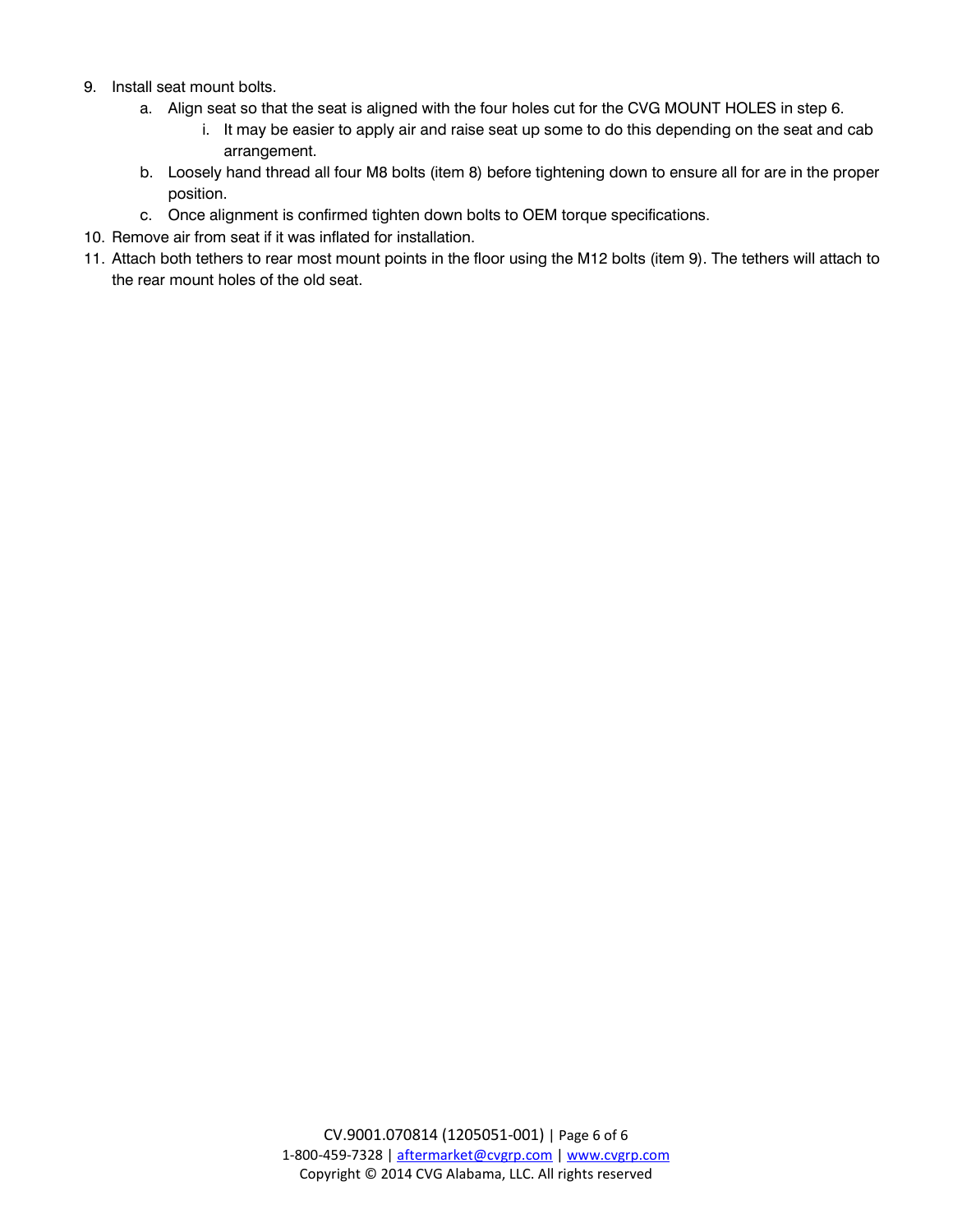9. Install seat mount bolts.
    a. Align seat so that the seat is aligned with the four holes cut for the CVG MOUNT HOLES in step 6.
        i. It may be easier to apply air and raise seat up some to do this depending on the seat and cab arrangement.
    b. Loosely hand thread all four M8 bolts (item 8) before tightening down to ensure all for are in the proper position.
    c. Once alignment is confirmed tighten down bolts to OEM torque specifications.
10. Remove air from seat if it was inflated for installation.
11. Attach both tethers to rear most mount points in the floor using the M12 bolts (item 9). The tethers will attach to the rear mount holes of the old seat.